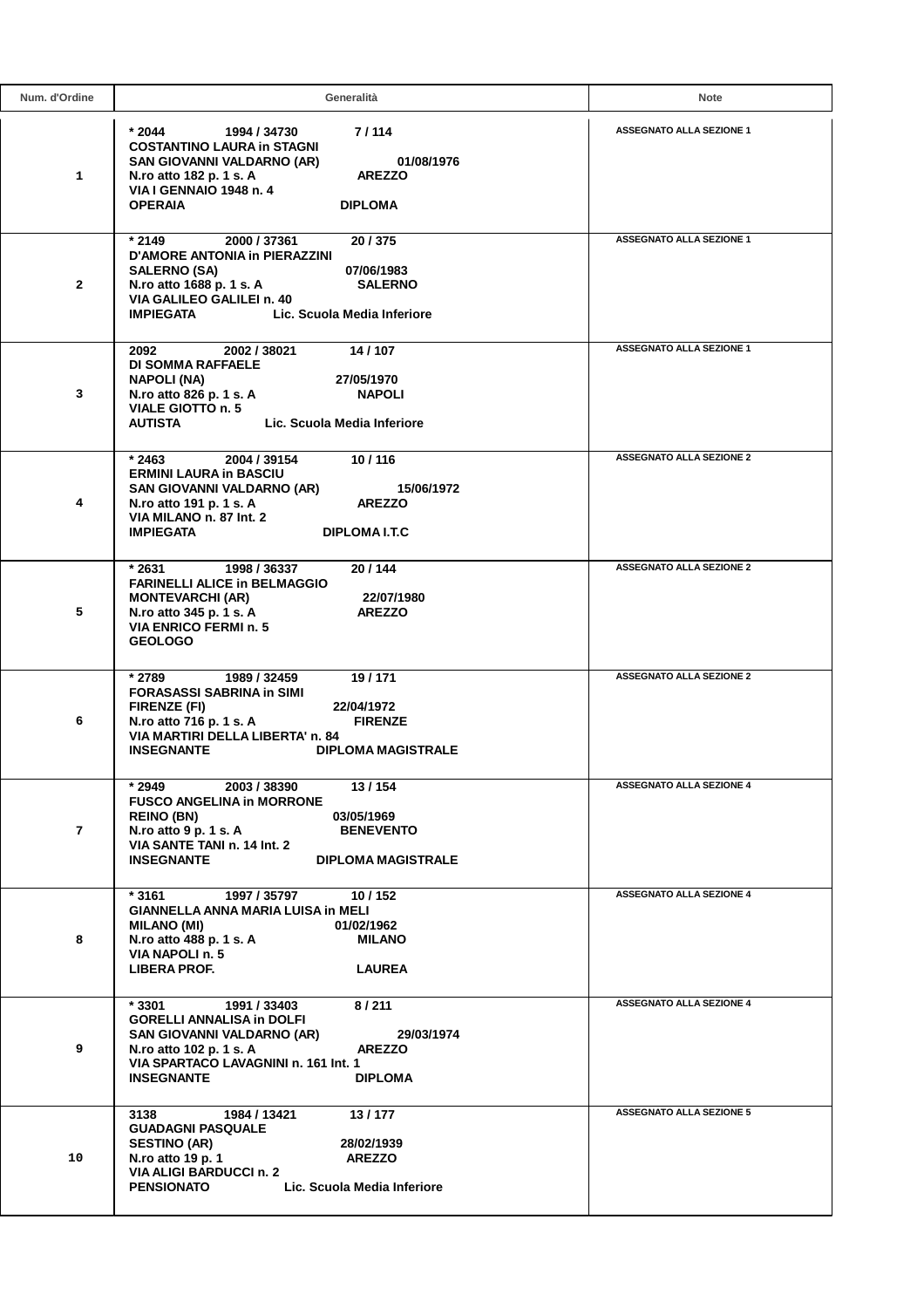| Num. d'Ordine | Generalità | Note |
|---|---|---|
| 1 | * 2044 1994 / 34730 7 / 114<br>COSTANTINO LAURA in STAGNI<br>SAN GIOVANNI VALDARNO (AR) 01/08/1976<br>N.ro atto 182 p. 1 s. A AREZZO<br>VIA I GENNAIO 1948 n. 4<br>OPERAIA DIPLOMA | ASSEGNATO ALLA SEZIONE 1 |
| 2 | * 2149 2000 / 37361 20 / 375<br>D'AMORE ANTONIA in PIERAZZINI<br>SALERNO (SA) 07/06/1983<br>N.ro atto 1688 p. 1 s. A SALERNO<br>VIA GALILEO GALILEI n. 40<br>IMPIEGATA Lic. Scuola Media Inferiore | ASSEGNATO ALLA SEZIONE 1 |
| 3 | 2092 2002 / 38021 14 / 107<br>DI SOMMA RAFFAELE<br>NAPOLI (NA) 27/05/1970<br>N.ro atto 826 p. 1 s. A NAPOLI<br>VIALE GIOTTO n. 5<br>AUTISTA Lic. Scuola Media Inferiore | ASSEGNATO ALLA SEZIONE 1 |
| 4 | * 2463 2004 / 39154 10 / 116<br>ERMINI LAURA in BASCIU<br>SAN GIOVANNI VALDARNO (AR) 15/06/1972<br>N.ro atto 191 p. 1 s. A AREZZO<br>VIA MILANO n. 87 Int. 2<br>IMPIEGATA DIPLOMA I.T.C | ASSEGNATO ALLA SEZIONE 2 |
| 5 | * 2631 1998 / 36337 20 / 144<br>FARINELLI ALICE in BELMAGGIO<br>MONTEVARCHI (AR) 22/07/1980<br>N.ro atto 345 p. 1 s. A AREZZO<br>VIA ENRICO FERMI n. 5<br>GEOLOGO | ASSEGNATO ALLA SEZIONE 2 |
| 6 | * 2789 1989 / 32459 19 / 171<br>FORASASSI SABRINA in SIMI<br>FIRENZE (FI) 22/04/1972<br>N.ro atto 716 p. 1 s. A FIRENZE<br>VIA MARTIRI DELLA LIBERTA' n. 84<br>INSEGNANTE DIPLOMA MAGISTRALE | ASSEGNATO ALLA SEZIONE 2 |
| 7 | * 2949 2003 / 38390 13 / 154<br>FUSCO ANGELINA in MORRONE<br>REINO (BN) 03/05/1969<br>N.ro atto 9 p. 1 s. A BENEVENTO<br>VIA SANTE TANI n. 14 Int. 2<br>INSEGNANTE DIPLOMA MAGISTRALE | ASSEGNATO ALLA SEZIONE 4 |
| 8 | * 3161 1997 / 35797 10 / 152<br>GIANNELLA ANNA MARIA LUISA in MELI<br>MILANO (MI) 01/02/1962<br>N.ro atto 488 p. 1 s. A MILANO<br>VIA NAPOLI n. 5<br>LIBERA PROF. LAUREA | ASSEGNATO ALLA SEZIONE 4 |
| 9 | * 3301 1991 / 33403 8 / 211<br>GORELLI ANNALISA in DOLFI<br>SAN GIOVANNI VALDARNO (AR) 29/03/1974<br>N.ro atto 102 p. 1 s. A AREZZO<br>VIA SPARTACO LAVAGNINI n. 161 Int. 1<br>INSEGNANTE DIPLOMA | ASSEGNATO ALLA SEZIONE 4 |
| 10 | 3138 1984 / 13421 13 / 177<br>GUADAGNI PASQUALE<br>SESTINO (AR) 28/02/1939<br>N.ro atto 19 p. 1 AREZZO<br>VIA ALIGI BARDUCCI n. 2<br>PENSIONATO Lic. Scuola Media Inferiore | ASSEGNATO ALLA SEZIONE 5 |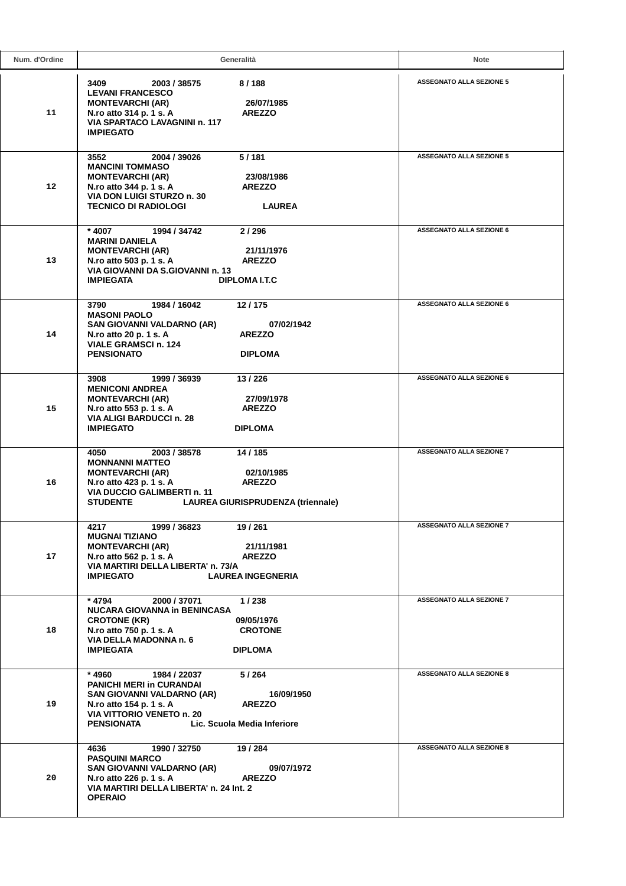| Num. d'Ordine | Generalità | Note |
|---|---|---|
| 11 | 3409 2003 / 38575 8 / 188<br>LEVANI FRANCESCO<br>MONTEVARCHI (AR) 26/07/1985<br>N.ro atto 314 p. 1 s. A AREZZO<br>VIA SPARTACO LAVAGNINI n. 117<br>IMPIEGATO | ASSEGNATO ALLA SEZIONE 5 |
| 12 | 3552 2004 / 39026 5 / 181<br>MANCINI TOMMASO<br>MONTEVARCHI (AR) 23/08/1986<br>N.ro atto 344 p. 1 s. A AREZZO<br>VIA DON LUIGI STURZO n. 30<br>TECNICO DI RADIOLOGI LAUREA | ASSEGNATO ALLA SEZIONE 5 |
| 13 | * 4007 1994 / 34742 2 / 296<br>MARINI DANIELA<br>MONTEVARCHI (AR) 21/11/1976<br>N.ro atto 503 p. 1 s. A AREZZO<br>VIA GIOVANNI DA S.GIOVANNI n. 13<br>IMPIEGATA DIPLOMA I.T.C | ASSEGNATO ALLA SEZIONE 6 |
| 14 | 3790 1984 / 16042 12 / 175<br>MASONI PAOLO<br>SAN GIOVANNI VALDARNO (AR) 07/02/1942<br>N.ro atto 20 p. 1 s. A AREZZO<br>VIALE GRAMSCI n. 124<br>PENSIONATO DIPLOMA | ASSEGNATO ALLA SEZIONE 6 |
| 15 | 3908 1999 / 36939 13 / 226<br>MENICONI ANDREA<br>MONTEVARCHI (AR) 27/09/1978<br>N.ro atto 553 p. 1 s. A AREZZO<br>VIA ALIGI BARDUCCI n. 28<br>IMPIEGATO DIPLOMA | ASSEGNATO ALLA SEZIONE 6 |
| 16 | 4050 2003 / 38578 14 / 185<br>MONNANNI MATTEO<br>MONTEVARCHI (AR) 02/10/1985<br>N.ro atto 423 p. 1 s. A AREZZO<br>VIA DUCCIO GALIMBERTI n. 11<br>STUDENTE LAUREA GIURISPRUDENZA (triennale) | ASSEGNATO ALLA SEZIONE 7 |
| 17 | 4217 1999 / 36823 19 / 261<br>MUGNAI TIZIANO<br>MONTEVARCHI (AR) 21/11/1981<br>N.ro atto 562 p. 1 s. A AREZZO<br>VIA MARTIRI DELLA LIBERTA' n. 73/A<br>IMPIEGATO LAUREA INGEGNERIA | ASSEGNATO ALLA SEZIONE 7 |
| 18 | * 4794 2000 / 37071 1 / 238<br>NUCARA GIOVANNA in BENINCASA<br>CROTONE (KR) 09/05/1976<br>N.ro atto 750 p. 1 s. A CROTONE<br>VIA DELLA MADONNA n. 6<br>IMPIEGATA DIPLOMA | ASSEGNATO ALLA SEZIONE 7 |
| 19 | * 4960 1984 / 22037 5 / 264<br>PANICHI MERI in CURANDAI<br>SAN GIOVANNI VALDARNO (AR) 16/09/1950<br>N.ro atto 154 p. 1 s. A AREZZO<br>VIA VITTORIO VENETO n. 20<br>PENSIONATA Lic. Scuola Media Inferiore | ASSEGNATO ALLA SEZIONE 8 |
| 20 | 4636 1990 / 32750 19 / 284<br>PASQUINI MARCO<br>SAN GIOVANNI VALDARNO (AR) 09/07/1972<br>N.ro atto 226 p. 1 s. A AREZZO<br>VIA MARTIRI DELLA LIBERTA' n. 24 Int. 2<br>OPERAIO | ASSEGNATO ALLA SEZIONE 8 |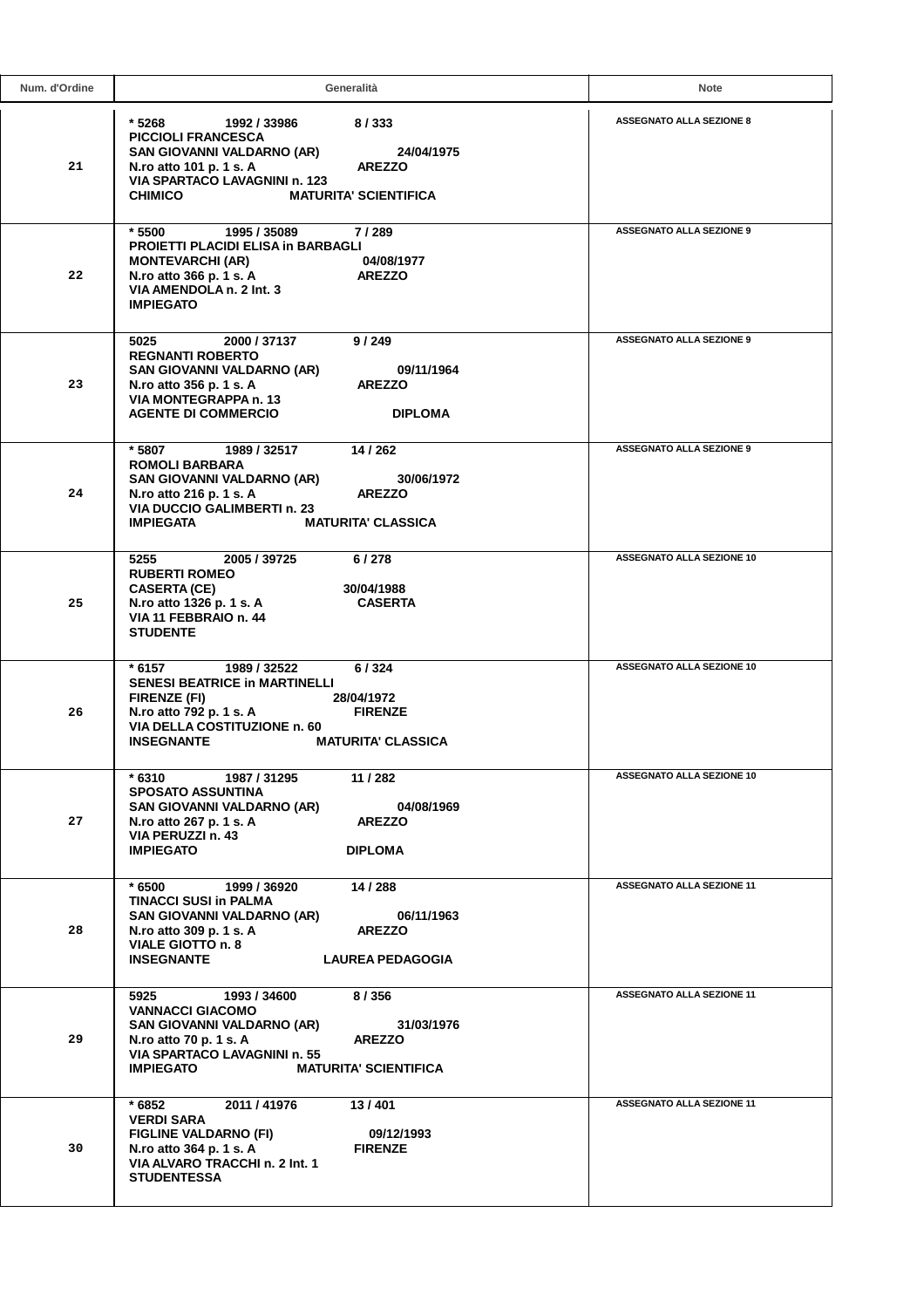| Num. d'Ordine | Generalità | Note |
|---|---|---|
| 21 | **\* 5268 1992 / 33986 8 / 333**<br>**PICCIOLI FRANCESCA**<br>**SAN GIOVANNI VALDARNO (AR) 24/04/1975**<br>**N.ro atto 101 p. 1 s. A AREZZO**<br>**VIA SPARTACO LAVAGNINI n. 123**<br>**CHIMICO MATURITA' SCIENTIFICA** | **ASSEGNATO ALLA SEZIONE 8** |
| 22 | **\* 5500 1995 / 35089 7 / 289**<br>**PROIETTI PLACIDI ELISA in BARBAGLI**<br>**MONTEVARCHI (AR) 04/08/1977**<br>**N.ro atto 366 p. 1 s. A AREZZO**<br>**VIA AMENDOLA n. 2 Int. 3**<br>**IMPIEGATO** | **ASSEGNATO ALLA SEZIONE 9** |
| 23 | **5025 2000 / 37137 9 / 249**<br>**REGNANTI ROBERTO**<br>**SAN GIOVANNI VALDARNO (AR) 09/11/1964**<br>**N.ro atto 356 p. 1 s. A AREZZO**<br>**VIA MONTEGRAPPA n. 13**<br>**AGENTE DI COMMERCIO DIPLOMA** | **ASSEGNATO ALLA SEZIONE 9** |
| 24 | **\* 5807 1989 / 32517 14 / 262**<br>**ROMOLI BARBARA**<br>**SAN GIOVANNI VALDARNO (AR) 30/06/1972**<br>**N.ro atto 216 p. 1 s. A AREZZO**<br>**VIA DUCCIO GALIMBERTI n. 23**<br>**IMPIEGATA MATURITA' CLASSICA** | **ASSEGNATO ALLA SEZIONE 9** |
| 25 | **5255 2005 / 39725 6 / 278**<br>**RUBERTI ROMEO**<br>**CASERTA (CE) 30/04/1988**<br>**N.ro atto 1326 p. 1 s. A CASERTA**<br>**VIA 11 FEBBRAIO n. 44**<br>**STUDENTE** | **ASSEGNATO ALLA SEZIONE 10** |
| 26 | **\* 6157 1989 / 32522 6 / 324**<br>**SENESI BEATRICE in MARTINELLI**<br>**FIRENZE (FI) 28/04/1972**<br>**N.ro atto 792 p. 1 s. A FIRENZE**<br>**VIA DELLA COSTITUZIONE n. 60**<br>**INSEGNANTE MATURITA' CLASSICA** | **ASSEGNATO ALLA SEZIONE 10** |
| 27 | **\* 6310 1987 / 31295 11 / 282**<br>**SPOSATO ASSUNTINA**<br>**SAN GIOVANNI VALDARNO (AR) 04/08/1969**<br>**N.ro atto 267 p. 1 s. A AREZZO**<br>**VIA PERUZZI n. 43**<br>**IMPIEGATO DIPLOMA** | **ASSEGNATO ALLA SEZIONE 10** |
| 28 | **\* 6500 1999 / 36920 14 / 288**<br>**TINACCI SUSI in PALMA**<br>**SAN GIOVANNI VALDARNO (AR) 06/11/1963**<br>**N.ro atto 309 p. 1 s. A AREZZO**<br>**VIALE GIOTTO n. 8**<br>**INSEGNANTE LAUREA PEDAGOGIA** | **ASSEGNATO ALLA SEZIONE 11** |
| 29 | **5925 1993 / 34600 8 / 356**<br>**VANNACCI GIACOMO**<br>**SAN GIOVANNI VALDARNO (AR) 31/03/1976**<br>**N.ro atto 70 p. 1 s. A AREZZO**<br>**VIA SPARTACO LAVAGNINI n. 55**<br>**IMPIEGATO MATURITA' SCIENTIFICA** | **ASSEGNATO ALLA SEZIONE 11** |
| 30 | **\* 6852 2011 / 41976 13 / 401**<br>**VERDI SARA**<br>**FIGLINE VALDARNO (FI) 09/12/1993**<br>**N.ro atto 364 p. 1 s. A FIRENZE**<br>**VIA ALVARO TRACCHI n. 2 Int. 1**<br>**STUDENTESSA** | **ASSEGNATO ALLA SEZIONE 11** |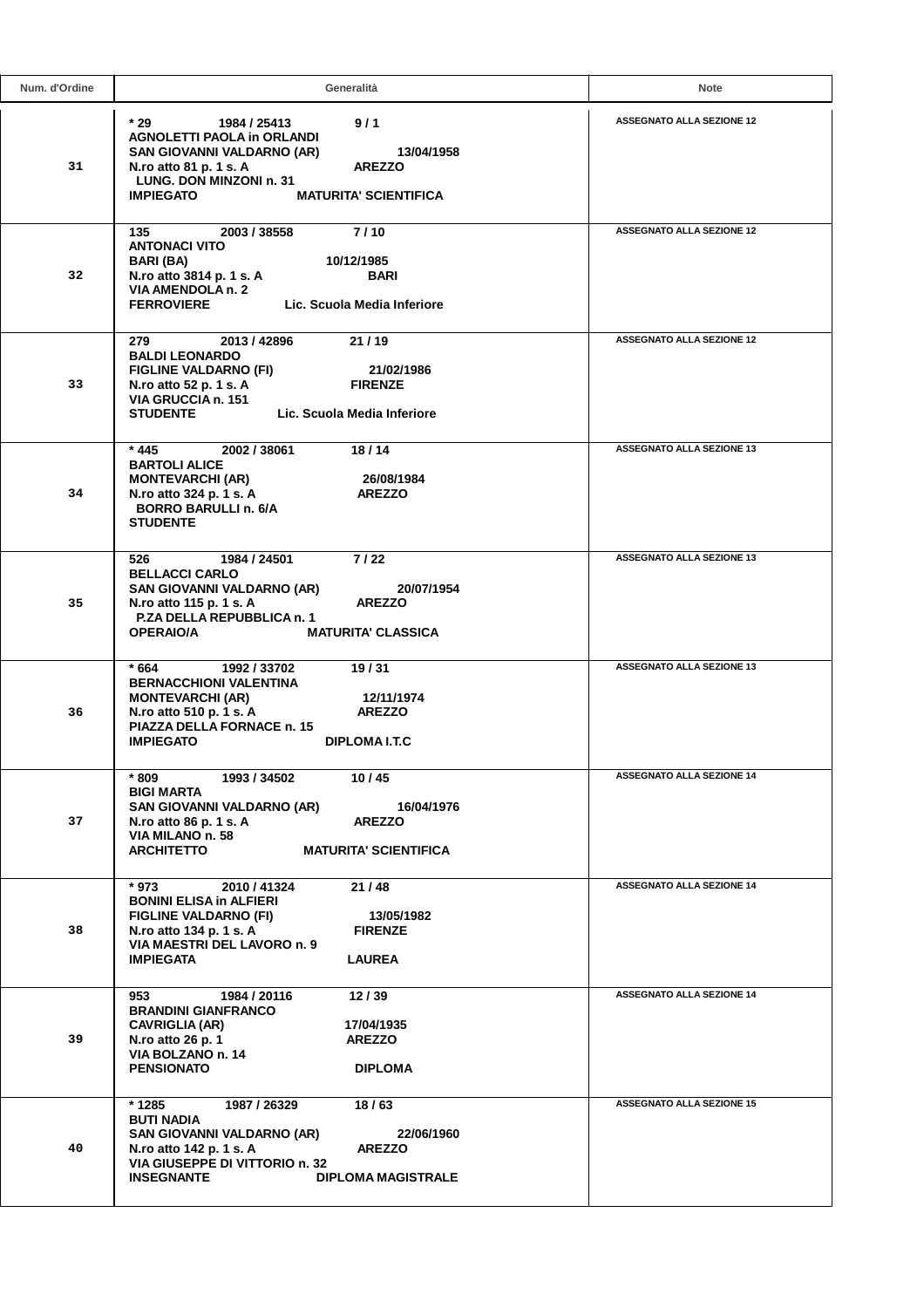| Num. d'Ordine | Generalità | Note |
| --- | --- | --- |
| 31 | **\* 29 1984 / 25413 9 / 1**<br>**AGNOLETTI PAOLA in ORLANDI**<br>**SAN GIOVANNI VALDARNO (AR) 13/04/1958**<br>**N.ro atto 81 p. 1 s. A AREZZO**<br>**LUNG. DON MINZONI n. 31**<br>**IMPIEGATO MATURITA' SCIENTIFICA** | **ASSEGNATO ALLA SEZIONE 12** |
| 32 | **135 2003 / 38558 7 / 10**<br>**ANTONACI VITO**<br>**BARI (BA) 10/12/1985**<br>**N.ro atto 3814 p. 1 s. A BARI**<br>**VIA AMENDOLA n. 2**<br>**FERROVIERE Lic. Scuola Media Inferiore** | **ASSEGNATO ALLA SEZIONE 12** |
| 33 | **279 2013 / 42896 21 / 19**<br>**BALDI LEONARDO**<br>**FIGLINE VALDARNO (FI) 21/02/1986**<br>**N.ro atto 52 p. 1 s. A FIRENZE**<br>**VIA GRUCCIA n. 151**<br>**STUDENTE Lic. Scuola Media Inferiore** | **ASSEGNATO ALLA SEZIONE 12** |
| 34 | **\* 445 2002 / 38061 18 / 14**<br>**BARTOLI ALICE**<br>**MONTEVARCHI (AR) 26/08/1984**<br>**N.ro atto 324 p. 1 s. A AREZZO**<br>**BORRO BARULLI n. 6/A**<br>**STUDENTE** | **ASSEGNATO ALLA SEZIONE 13** |
| 35 | **526 1984 / 24501 7 / 22**<br>**BELLACCI CARLO**<br>**SAN GIOVANNI VALDARNO (AR) 20/07/1954**<br>**N.ro atto 115 p. 1 s. A AREZZO**<br>**P.ZA DELLA REPUBBLICA n. 1**<br>**OPERAIO/A MATURITA' CLASSICA** | **ASSEGNATO ALLA SEZIONE 13** |
| 36 | **\* 664 1992 / 33702 19 / 31**<br>**BERNACCHIONI VALENTINA**<br>**MONTEVARCHI (AR) 12/11/1974**<br>**N.ro atto 510 p. 1 s. A AREZZO**<br>**PIAZZA DELLA FORNACE n. 15**<br>**IMPIEGATO DIPLOMA I.T.C** | **ASSEGNATO ALLA SEZIONE 13** |
| 37 | **\* 809 1993 / 34502 10 / 45**<br>**BIGI MARTA**<br>**SAN GIOVANNI VALDARNO (AR) 16/04/1976**<br>**N.ro atto 86 p. 1 s. A AREZZO**<br>**VIA MILANO n. 58**<br>**ARCHITETTO MATURITA' SCIENTIFICA** | **ASSEGNATO ALLA SEZIONE 14** |
| 38 | **\* 973 2010 / 41324 21 / 48**<br>**BONINI ELISA in ALFIERI**<br>**FIGLINE VALDARNO (FI) 13/05/1982**<br>**N.ro atto 134 p. 1 s. A FIRENZE**<br>**VIA MAESTRI DEL LAVORO n. 9**<br>**IMPIEGATA LAUREA** | **ASSEGNATO ALLA SEZIONE 14** |
| 39 | **953 1984 / 20116 12 / 39**<br>**BRANDINI GIANFRANCO**<br>**CAVRIGLIA (AR) 17/04/1935**<br>**N.ro atto 26 p. 1 AREZZO**<br>**VIA BOLZANO n. 14**<br>**PENSIONATO DIPLOMA** | **ASSEGNATO ALLA SEZIONE 14** |
| 40 | **\* 1285 1987 / 26329 18 / 63**<br>**BUTI NADIA**<br>**SAN GIOVANNI VALDARNO (AR) 22/06/1960**<br>**N.ro atto 142 p. 1 s. A AREZZO**<br>**VIA GIUSEPPE DI VITTORIO n. 32**<br>**INSEGNANTE DIPLOMA MAGISTRALE** | **ASSEGNATO ALLA SEZIONE 15** |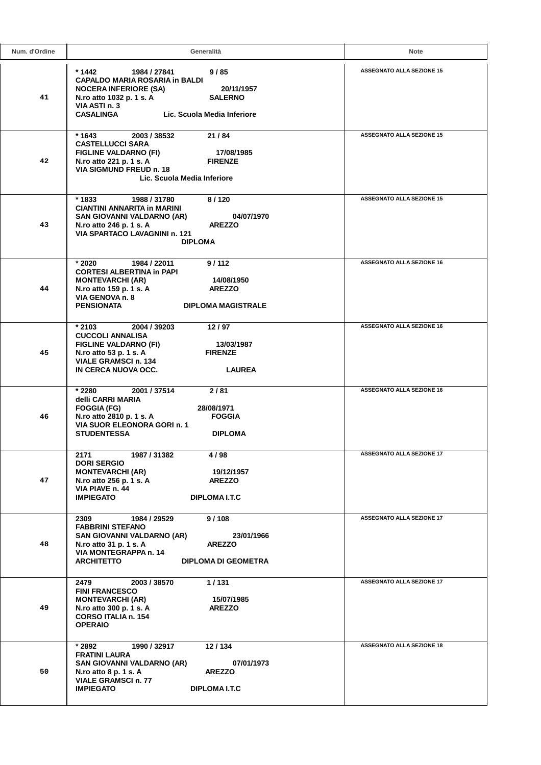| Num. d'Ordine | Generalità | Note |
|---|---|---|
| 41 | **\* 1442 1984 / 27841 9 / 85**<br>**CAPALDO MARIA ROSARIA in BALDI**<br>**NOCERA INFERIORE (SA) 20/11/1957**<br>**N.ro atto 1032 p. 1 s. A SALERNO**<br>**VIA ASTI n. 3**<br>**CASALINGA Lic. Scuola Media Inferiore** | **ASSEGNATO ALLA SEZIONE 15** |
| 42 | **\* 1643 2003 / 38532 21 / 84**<br>**CASTELLUCCI SARA**<br>**FIGLINE VALDARNO (FI) 17/08/1985**<br>**N.ro atto 221 p. 1 s. A FIRENZE**<br>**VIA SIGMUND FREUD n. 18**<br>**Lic. Scuola Media Inferiore** | **ASSEGNATO ALLA SEZIONE 15** |
| 43 | **\* 1833 1988 / 31780 8 / 120**<br>**CIANTINI ANNARITA in MARINI**<br>**SAN GIOVANNI VALDARNO (AR) 04/07/1970**<br>**N.ro atto 246 p. 1 s. A AREZZO**<br>**VIA SPARTACO LAVAGNINI n. 121**<br>**DIPLOMA** | **ASSEGNATO ALLA SEZIONE 15** |
| 44 | **\* 2020 1984 / 22011 9 / 112**<br>**CORTESI ALBERTINA in PAPI**<br>**MONTEVARCHI (AR) 14/08/1950**<br>**N.ro atto 159 p. 1 s. A AREZZO**<br>**VIA GENOVA n. 8**<br>**PENSIONATA DIPLOMA MAGISTRALE** | **ASSEGNATO ALLA SEZIONE 16** |
| 45 | **\* 2103 2004 / 39203 12 / 97**<br>**CUCCOLI ANNALISA**<br>**FIGLINE VALDARNO (FI) 13/03/1987**<br>**N.ro atto 53 p. 1 s. A FIRENZE**<br>**VIALE GRAMSCI n. 134**<br>**IN CERCA NUOVA OCC. LAUREA** | **ASSEGNATO ALLA SEZIONE 16** |
| 46 | **\* 2280 2001 / 37514 2 / 81**<br>**delli CARRI MARIA**<br>**FOGGIA (FG) 28/08/1971**<br>**N.ro atto 2810 p. 1 s. A FOGGIA**<br>**VIA SUOR ELEONORA GORI n. 1**<br>**STUDENTESSA DIPLOMA** | **ASSEGNATO ALLA SEZIONE 16** |
| 47 | **2171 1987 / 31382 4 / 98**<br>**DORI SERGIO**<br>**MONTEVARCHI (AR) 19/12/1957**<br>**N.ro atto 256 p. 1 s. A AREZZO**<br>**VIA PIAVE n. 44**<br>**IMPIEGATO DIPLOMA I.T.C** | **ASSEGNATO ALLA SEZIONE 17** |
| 48 | **2309 1984 / 29529 9 / 108**<br>**FABBRINI STEFANO**<br>**SAN GIOVANNI VALDARNO (AR) 23/01/1966**<br>**N.ro atto 31 p. 1 s. A AREZZO**<br>**VIA MONTEGRAPPA n. 14**<br>**ARCHITETTO DIPLOMA DI GEOMETRA** | **ASSEGNATO ALLA SEZIONE 17** |
| 49 | **2479 2003 / 38570 1 / 131**<br>**FINI FRANCESCO**<br>**MONTEVARCHI (AR) 15/07/1985**<br>**N.ro atto 300 p. 1 s. A AREZZO**<br>**CORSO ITALIA n. 154**<br>**OPERAIO** | **ASSEGNATO ALLA SEZIONE 17** |
| 50 | **\* 2892 1990 / 32917 12 / 134**<br>**FRATINI LAURA**<br>**SAN GIOVANNI VALDARNO (AR) 07/01/1973**<br>**N.ro atto 8 p. 1 s. A AREZZO**<br>**VIALE GRAMSCI n. 77**<br>**IMPIEGATO DIPLOMA I.T.C** | **ASSEGNATO ALLA SEZIONE 18** |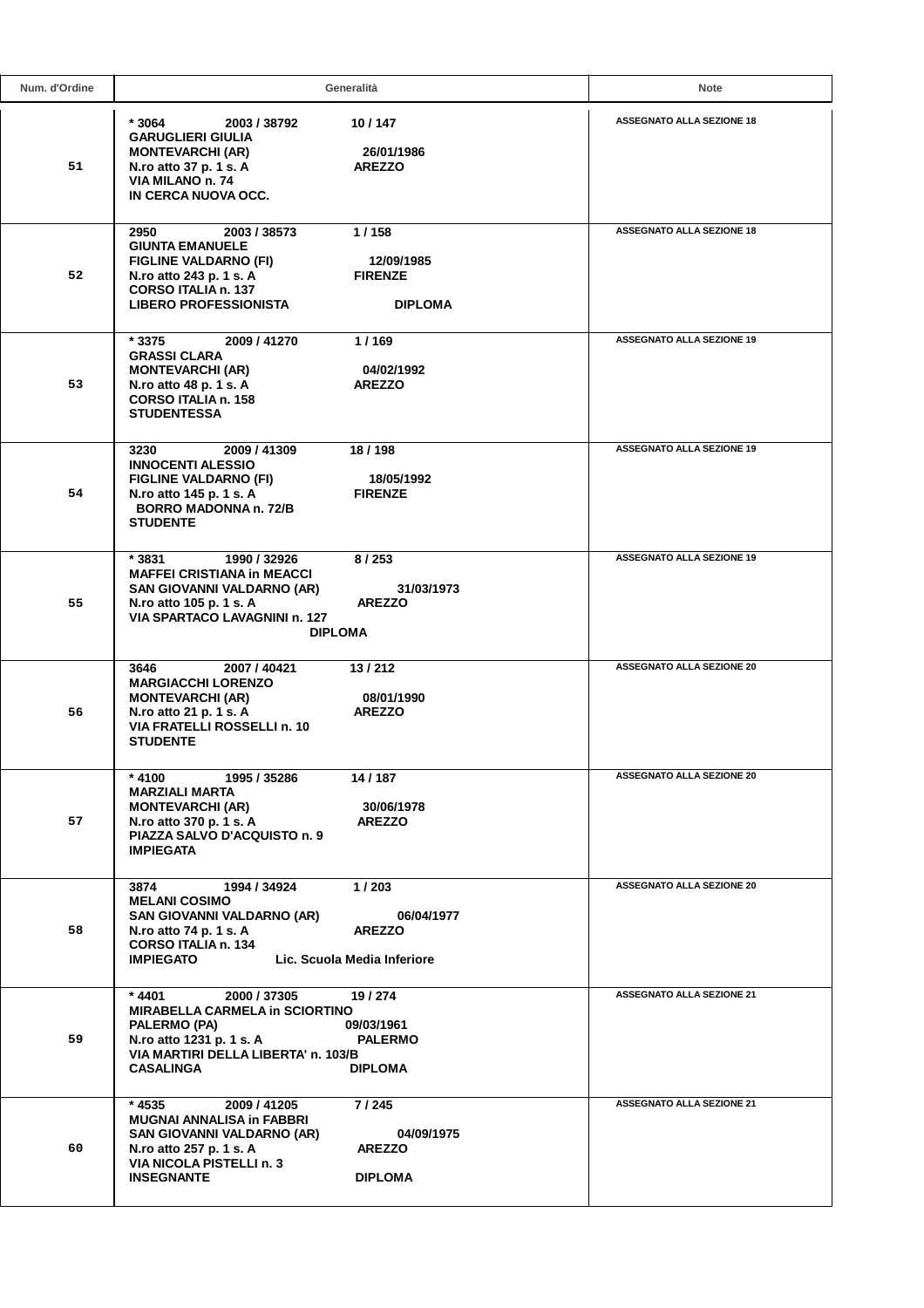| Num. d'Ordine | Generalità | Note |
|---|---|---|
| 51 | * 3064 2003 / 38792 10 / 147<br>GARUGLIERI GIULIA<br>MONTEVARCHI (AR) 26/01/1986<br>N.ro atto 37 p. 1 s. A AREZZO<br>VIA MILANO n. 74<br>IN CERCA NUOVA OCC. | ASSEGNATO ALLA SEZIONE 18 |
| 52 | 2950 2003 / 38573 1 / 158<br>GIUNTA EMANUELE<br>FIGLINE VALDARNO (FI) 12/09/1985<br>N.ro atto 243 p. 1 s. A FIRENZE<br>CORSO ITALIA n. 137<br>LIBERO PROFESSIONISTA DIPLOMA | ASSEGNATO ALLA SEZIONE 18 |
| 53 | * 3375 2009 / 41270 1 / 169<br>GRASSI CLARA<br>MONTEVARCHI (AR) 04/02/1992<br>N.ro atto 48 p. 1 s. A AREZZO<br>CORSO ITALIA n. 158<br>STUDENTESSA | ASSEGNATO ALLA SEZIONE 19 |
| 54 | 3230 2009 / 41309 18 / 198<br>INNOCENTI ALESSIO<br>FIGLINE VALDARNO (FI) 18/05/1992<br>N.ro atto 145 p. 1 s. A FIRENZE<br>BORRO MADONNA n. 72/B<br>STUDENTE | ASSEGNATO ALLA SEZIONE 19 |
| 55 | * 3831 1990 / 32926 8 / 253<br>MAFFEI CRISTIANA in MEACCI<br>SAN GIOVANNI VALDARNO (AR) 31/03/1973<br>N.ro atto 105 p. 1 s. A AREZZO<br>VIA SPARTACO LAVAGNINI n. 127<br>DIPLOMA | ASSEGNATO ALLA SEZIONE 19 |
| 56 | 3646 2007 / 40421 13 / 212<br>MARGIACCHI LORENZO<br>MONTEVARCHI (AR) 08/01/1990<br>N.ro atto 21 p. 1 s. A AREZZO<br>VIA FRATELLI ROSSELLI n. 10<br>STUDENTE | ASSEGNATO ALLA SEZIONE 20 |
| 57 | * 4100 1995 / 35286 14 / 187<br>MARZIALI MARTA<br>MONTEVARCHI (AR) 30/06/1978<br>N.ro atto 370 p. 1 s. A AREZZO<br>PIAZZA SALVO D'ACQUISTO n. 9<br>IMPIEGATA | ASSEGNATO ALLA SEZIONE 20 |
| 58 | 3874 1994 / 34924 1 / 203<br>MELANI COSIMO<br>SAN GIOVANNI VALDARNO (AR) 06/04/1977<br>N.ro atto 74 p. 1 s. A AREZZO<br>CORSO ITALIA n. 134<br>IMPIEGATO Lic. Scuola Media Inferiore | ASSEGNATO ALLA SEZIONE 20 |
| 59 | * 4401 2000 / 37305 19 / 274<br>MIRABELLA CARMELA in SCIORTINO<br>PALERMO (PA) 09/03/1961<br>N.ro atto 1231 p. 1 s. A PALERMO<br>VIA MARTIRI DELLA LIBERTA' n. 103/B<br>CASALINGA DIPLOMA | ASSEGNATO ALLA SEZIONE 21 |
| 60 | * 4535 2009 / 41205 7 / 245<br>MUGNAI ANNALISA in FABBRI<br>SAN GIOVANNI VALDARNO (AR) 04/09/1975<br>N.ro atto 257 p. 1 s. A AREZZO<br>VIA NICOLA PISTELLI n. 3<br>INSEGNANTE DIPLOMA | ASSEGNATO ALLA SEZIONE 21 |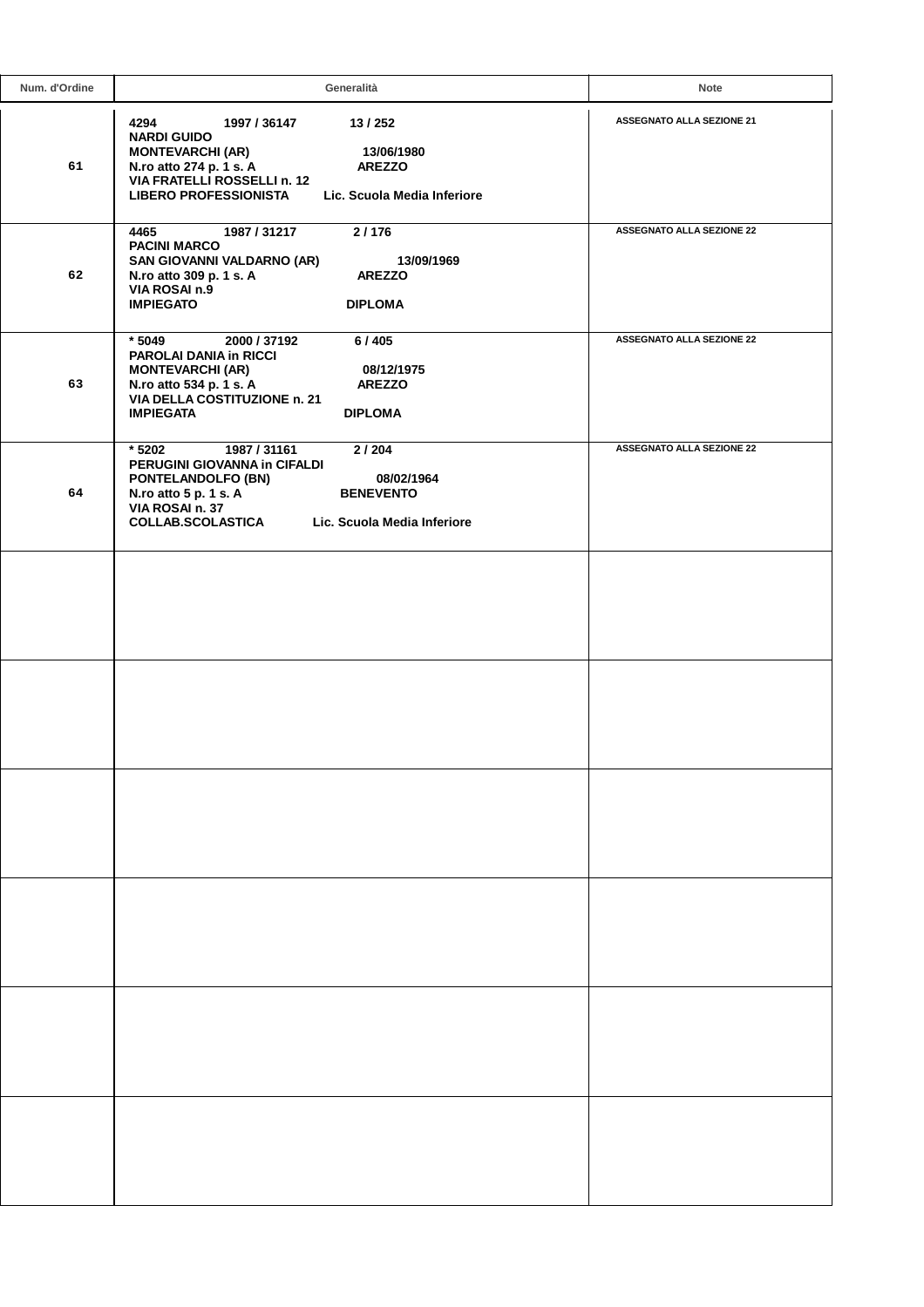| Num. d'Ordine | Generalità | Note |
|---|---|---|
| 61 | 4294 1997 / 36147 13 / 252<br>NARDI GUIDO<br>MONTEVARCHI (AR) 13/06/1980<br>N.ro atto 274 p. 1 s. A AREZZO<br>VIA FRATELLI ROSSELLI n. 12<br>LIBERO PROFESSIONISTA Lic. Scuola Media Inferiore | ASSEGNATO ALLA SEZIONE 21 |
| 62 | 4465 1987 / 31217 2 / 176<br>PACINI MARCO<br>SAN GIOVANNI VALDARNO (AR) 13/09/1969<br>N.ro atto 309 p. 1 s. A AREZZO<br>VIA ROSAI n.9<br>IMPIEGATO DIPLOMA | ASSEGNATO ALLA SEZIONE 22 |
| 63 | * 5049 2000 / 37192 6 / 405<br>PAROLAI DANIA in RICCI<br>MONTEVARCHI (AR) 08/12/1975<br>N.ro atto 534 p. 1 s. A AREZZO<br>VIA DELLA COSTITUZIONE n. 21<br>IMPIEGATA DIPLOMA | ASSEGNATO ALLA SEZIONE 22 |
| 64 | * 5202 1987 / 31161 2 / 204<br>PERUGINI GIOVANNA in CIFALDI<br>PONTELANDOLFO (BN) 08/02/1964<br>N.ro atto 5 p. 1 s. A BENEVENTO<br>VIA ROSAI n. 37<br>COLLAB.SCOLASTICA Lic. Scuola Media Inferiore | ASSEGNATO ALLA SEZIONE 22 |
| | | |
| | | |
| | | |
| | | |
| | | |
| | | |